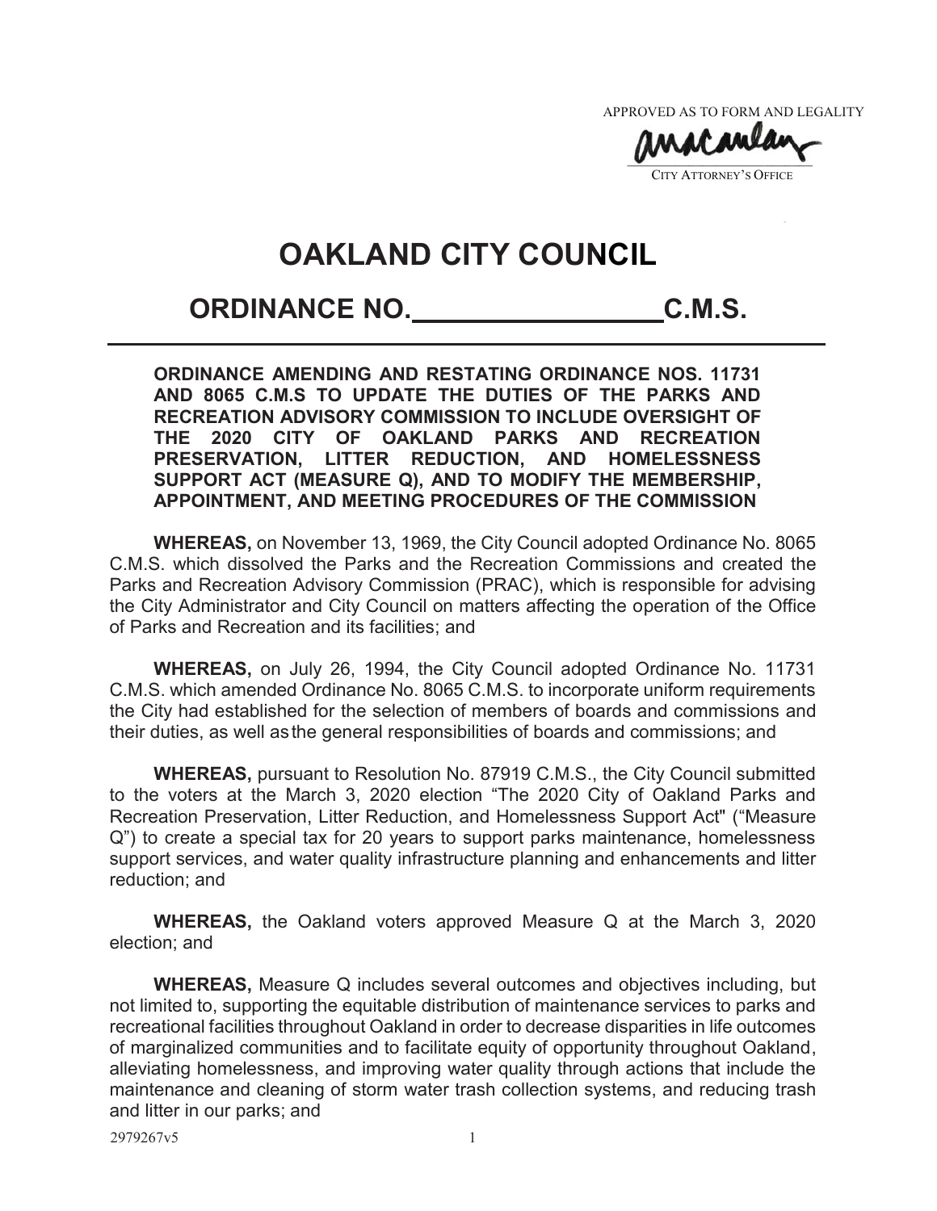APPROVED AS TO FORM AND LEGALITY

CITY ATTORNEY'S OFFICE

# OAKLAND CITY COUNCIL

## ORDINANCE NO.________________C.M.S.

**ORDINANCE AMENDING AND RESTATING ORDINANCE NOS. 11731 AND 8065 C.M.S TO UPDATE THE DUTIES OF THE PARKS AND RECREATION ADVISORY COMMISSION TO INCLUDE OVERSIGHT OF THE 2020 CITY OF OAKLAND PARKS AND RECREATION PRESERVATION, LITTER REDUCTION, AND HOMELESSNESS SUPPORT ACT (MEASURE Q), AND TO MODIFY THE MEMBERSHIP, APPOINTMENT, AND MEETING PROCEDURES OF THE COMMISSION**

**WHEREAS,** on November 13, 1969, the City Council adopted Ordinance No. 8065 C.M.S. which dissolved the Parks and the Recreation Commissions and created the Parks and Recreation Advisory Commission (PRAC), which is responsible for advising the City Administrator and City Council on matters affecting the operation of the Office of Parks and Recreation and its facilities; and

**WHEREAS,** on July 26, 1994, the City Council adopted Ordinance No. 11731 C.M.S. which amended Ordinance No. 8065 C.M.S. to incorporate uniform requirements the City had established for the selection of members of boards and commissions and their duties, as well as the general responsibilities of boards and commissions; and

**WHEREAS,** pursuant to Resolution No. 87919 C.M.S., the City Council submitted to the voters at the March 3, 2020 election "The 2020 City of Oakland Parks and Recreation Preservation, Litter Reduction, and Homelessness Support Act" ("Measure Q") to create a special tax for 20 years to support parks maintenance, homelessness support services, and water quality infrastructure planning and enhancements and litter reduction; and

**WHEREAS,** the Oakland voters approved Measure Q at the March 3, 2020 election; and

**WHEREAS,** Measure Q includes several outcomes and objectives including, but not limited to, supporting the equitable distribution of maintenance services to parks and recreational facilities throughout Oakland in order to decrease disparities in life outcomes of marginalized communities and to facilitate equity of opportunity throughout Oakland, alleviating homelessness, and improving water quality through actions that include the maintenance and cleaning of storm water trash collection systems, and reducing trash and litter in our parks; and

2979267v5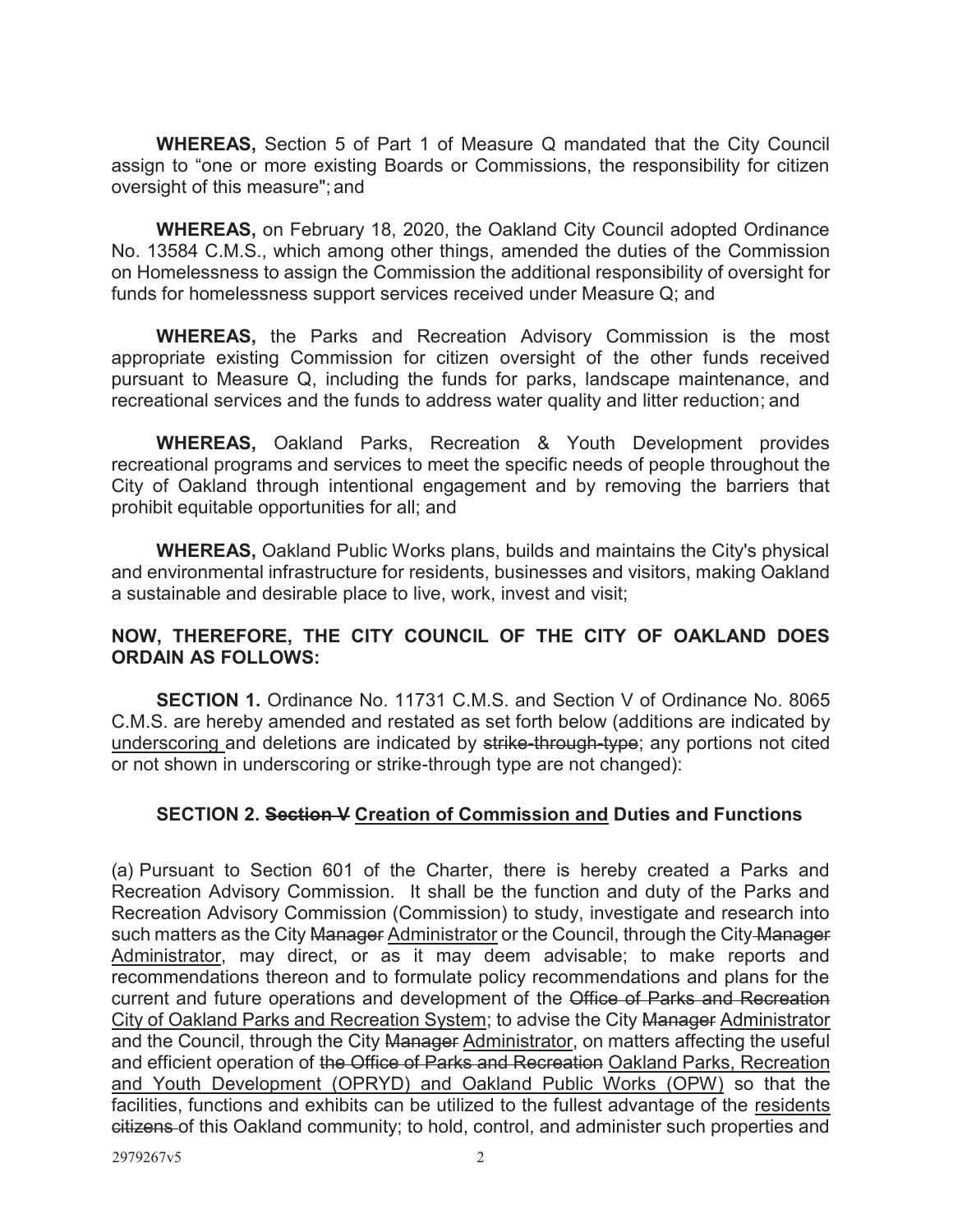**WHEREAS,** Section 5 of Part 1 of Measure Q mandated that the City Council assign to "one or more existing Boards or Commissions, the responsibility for citizen oversight of this measure"; and

**WHEREAS,** on February 18, 2020, the Oakland City Council adopted Ordinance No. 13584 C.M.S., which among other things, amended the duties of the Commission on Homelessness to assign the Commission the additional responsibility of oversight for funds for homelessness support services received under Measure Q; and

**WHEREAS,** the Parks and Recreation Advisory Commission is the most appropriate existing Commission for citizen oversight of the other funds received pursuant to Measure Q, including the funds for parks, landscape maintenance, and recreational services and the funds to address water quality and litter reduction; and

**WHEREAS,** Oakland Parks, Recreation & Youth Development provides recreational programs and services to meet the specific needs of people throughout the City of Oakland through intentional engagement and by removing the barriers that prohibit equitable opportunities for all; and

**WHEREAS,** Oakland Public Works plans, builds and maintains the City's physical and environmental infrastructure for residents, businesses and visitors, making Oakland a sustainable and desirable place to live, work, invest and visit;

**NOW, THEREFORE, THE CITY COUNCIL OF THE CITY OF OAKLAND DOES ORDAIN AS FOLLOWS:**

**SECTION 1.** Ordinance No. 11731 C.M.S. and Section V of Ordinance No. 8065 C.M.S. are hereby amended and restated as set forth below (additions are indicated by <u>underscoring</u> and deletions are indicated by ~~strike-through-type~~; any portions not cited or not shown in underscoring or strike-through type are not changed):

**SECTION 2. ~~Section V~~ <u>Creation of Commission and</u> Duties and Functions**

(a) Pursuant to Section 601 of the Charter, there is hereby created a Parks and Recreation Advisory Commission. It shall be the function and duty of the Parks and Recreation Advisory Commission (Commission) to study, investigate and research into such matters as the City ~~Manager~~ <u>Administrator</u> or the Council, through the City ~~Manager~~ <u>Administrator</u>, may direct, or as it may deem advisable; to make reports and recommendations thereon and to formulate policy recommendations and plans for the current and future operations and development of the ~~Office of Parks and Recreation~~ <u>City of Oakland Parks and Recreation System</u>; to advise the City ~~Manager~~ <u>Administrator</u> and the Council, through the City ~~Manager~~ <u>Administrator</u>, on matters affecting the useful and efficient operation of ~~the Office of Parks and Recreation~~ <u>Oakland Parks, Recreation and Youth Development (OPRYD) and Oakland Public Works (OPW)</u> so that the facilities, functions and exhibits can be utilized to the fullest advantage of the <u>residents</u> ~~citizens~~ of this Oakland community; to hold, control, and administer such properties and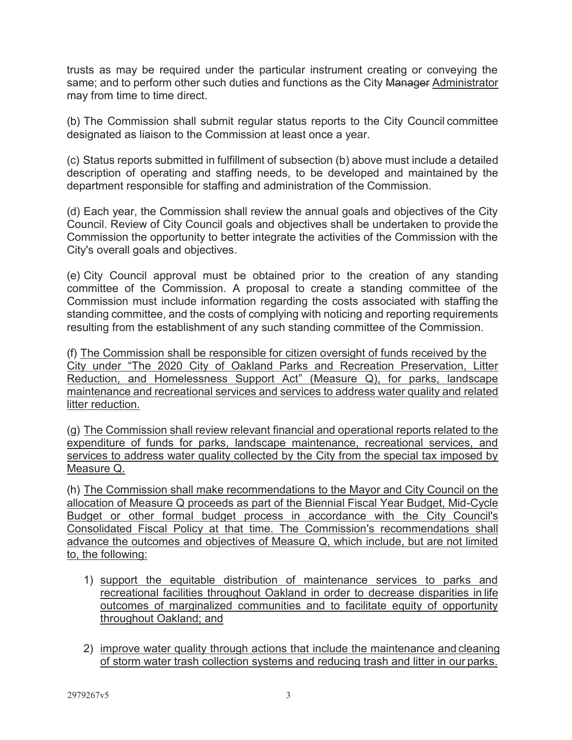trusts as may be required under the particular instrument creating or conveying the same; and to perform other such duties and functions as the City ~~Manager~~ Administrator may from time to time direct.

(b) The Commission shall submit regular status reports to the City Council committee designated as liaison to the Commission at least once a year.

(c) Status reports submitted in fulfillment of subsection (b) above must include a detailed description of operating and staffing needs, to be developed and maintained by the department responsible for staffing and administration of the Commission.

(d) Each year, the Commission shall review the annual goals and objectives of the City Council. Review of City Council goals and objectives shall be undertaken to provide the Commission the opportunity to better integrate the activities of the Commission with the City's overall goals and objectives.

(e) City Council approval must be obtained prior to the creation of any standing committee of the Commission. A proposal to create a standing committee of the Commission must include information regarding the costs associated with staffing the standing committee, and the costs of complying with noticing and reporting requirements resulting from the establishment of any such standing committee of the Commission.

(f) The Commission shall be responsible for citizen oversight of funds received by the City under "The 2020 City of Oakland Parks and Recreation Preservation, Litter Reduction, and Homelessness Support Act" (Measure Q), for parks, landscape maintenance and recreational services and services to address water quality and related litter reduction.

(g) The Commission shall review relevant financial and operational reports related to the expenditure of funds for parks, landscape maintenance, recreational services, and services to address water quality collected by the City from the special tax imposed by Measure Q.

(h) The Commission shall make recommendations to the Mayor and City Council on the allocation of Measure Q proceeds as part of the Biennial Fiscal Year Budget, Mid-Cycle Budget or other formal budget process in accordance with the City Council's Consolidated Fiscal Policy at that time. The Commission's recommendations shall advance the outcomes and objectives of Measure Q, which include, but are not limited to, the following:

1) support the equitable distribution of maintenance services to parks and recreational facilities throughout Oakland in order to decrease disparities in life outcomes of marginalized communities and to facilitate equity of opportunity throughout Oakland; and

2) improve water quality through actions that include the maintenance and cleaning of storm water trash collection systems and reducing trash and litter in our parks.

2979267v5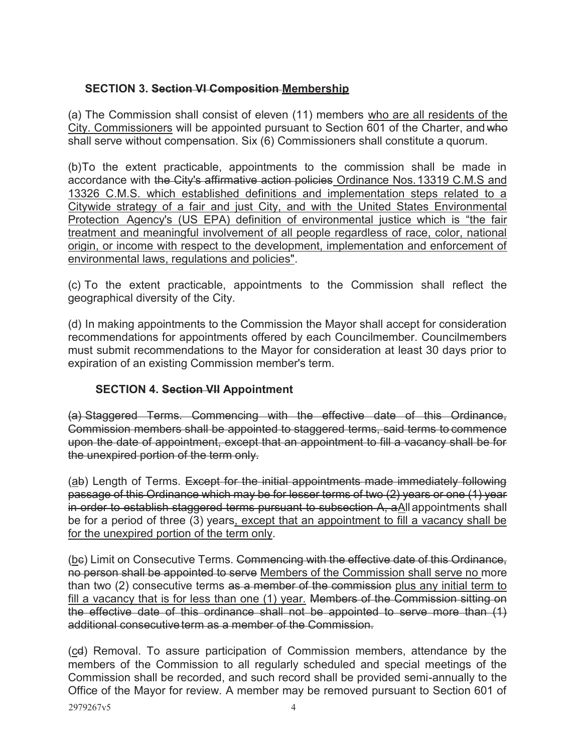**SECTION 3. ~~Section VI Composition~~ <u>Membership</u>**

(a) The Commission shall consist of eleven (11) members <u>who are all residents of the City. Commissioners</u> will be appointed pursuant to Section 601 of the Charter, and ~~who~~ shall serve without compensation. Six (6) Commissioners shall constitute a quorum.

(b)To the extent practicable, appointments to the commission shall be made in accordance with ~~the City's affirmative action policies~~ <u>Ordinance Nos. 13319 C.M.S and 13326 C.M.S. which established definitions and implementation steps related to a Citywide strategy of a fair and just City, and with the United States Environmental Protection Agency's (US EPA) definition of environmental justice which is "the fair treatment and meaningful involvement of all people regardless of race, color, national origin, or income with respect to the development, implementation and enforcement of environmental laws, regulations and policies"</u>.

(c) To the extent practicable, appointments to the Commission shall reflect the geographical diversity of the City.

(d) In making appointments to the Commission the Mayor shall accept for consideration recommendations for appointments offered by each Councilmember. Councilmembers must submit recommendations to the Mayor for consideration at least 30 days prior to expiration of an existing Commission member's term.

**SECTION 4. ~~Section VII~~ Appointment**

~~(a) Staggered Terms. Commencing with the effective date of this Ordinance, Commission members shall be appointed to staggered terms, said terms to commence upon the date of appointment, except that an appointment to fill a vacancy shall be for the unexpired portion of the term only.~~

(<u>a</u>~~b~~) Length of Terms. ~~Except for the initial appointments made immediately following passage of this Ordinance which may be for lesser terms of two (2) years or one (1) year in order to establish staggered terms pursuant to subsection A, a~~<u>A</u>ll appointments shall be for a period of three (3) years<u>, except that an appointment to fill a vacancy shall be for the unexpired portion of the term only</u>.

(<u>b</u>~~c~~) Limit on Consecutive Terms. ~~Commencing with the effective date of this Ordinance, no person shall be appointed to serve~~ <u>Members of the Commission shall serve no</u> more than two (2) consecutive terms ~~as a member of the commission~~ <u>plus any initial term to fill a vacancy that is for less than one (1) year.</u> ~~Members of the Commission sitting on the effective date of this ordinance shall not be appointed to serve more than (1) additional consecutive term as a member of the Commission.~~

(<u>c</u>~~d~~) Removal. To assure participation of Commission members, attendance by the members of the Commission to all regularly scheduled and special meetings of the Commission shall be recorded, and such record shall be provided semi-annually to the Office of the Mayor for review. A member may be removed pursuant to Section 601 of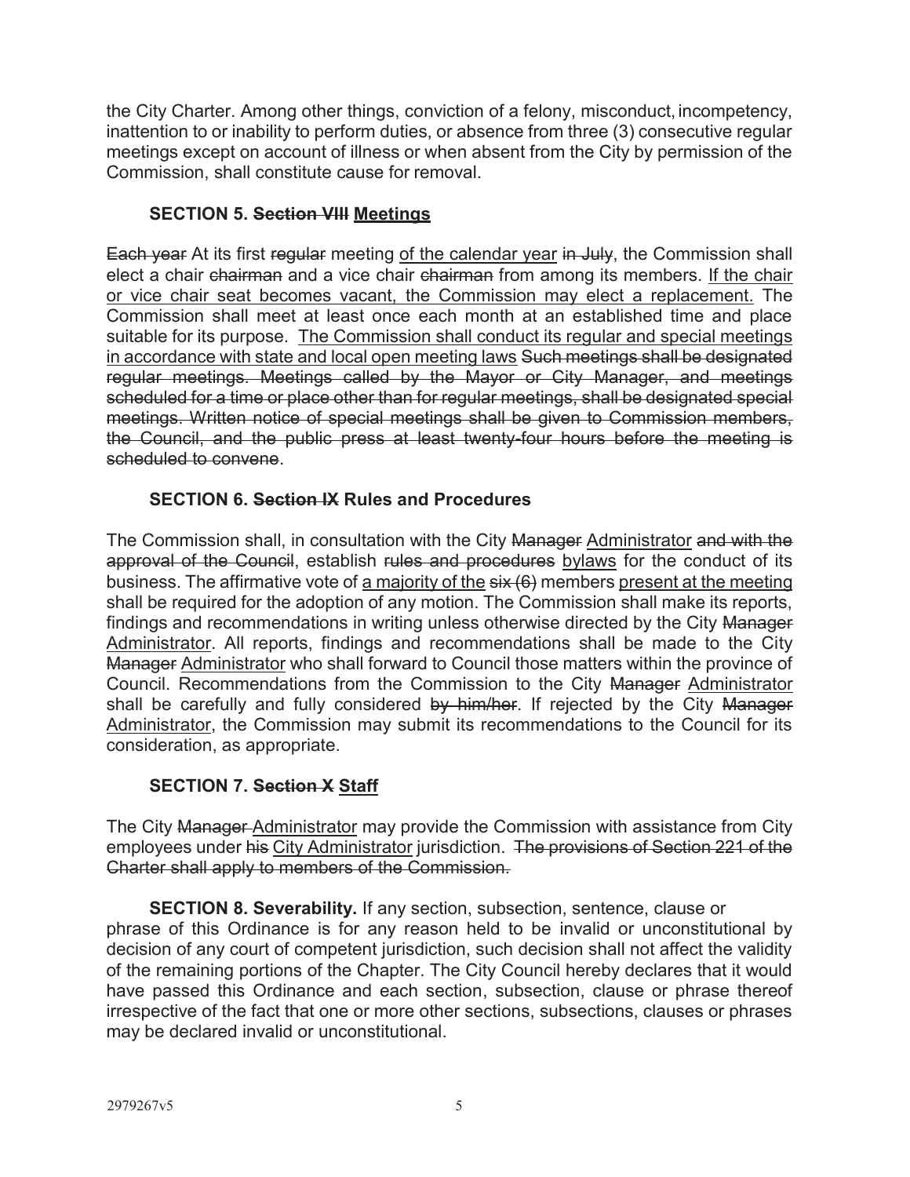the City Charter. Among other things, conviction of a felony, misconduct, incompetency, inattention to or inability to perform duties, or absence from three (3) consecutive regular meetings except on account of illness or when absent from the City by permission of the Commission, shall constitute cause for removal.

**SECTION 5. ~~Section VIII~~ <u>Meetings</u>**

~~Each year~~ At its first ~~regular~~ meeting <u>of the calendar year</u> ~~in July~~, the Commission shall elect a chair ~~chairman~~ and a vice chair ~~chairman~~ from among its members. <u>If the chair or vice chair seat becomes vacant, the Commission may elect a replacement.</u> The Commission shall meet at least once each month at an established time and place suitable for its purpose. <u>The Commission shall conduct its regular and special meetings in accordance with state and local open meeting laws</u> ~~Such meetings shall be designated regular meetings. Meetings called by the Mayor or City Manager, and meetings scheduled for a time or place other than for regular meetings, shall be designated special meetings. Written notice of special meetings shall be given to Commission members, the Council, and the public press at least twenty-four hours before the meeting is scheduled to convene~~.

**SECTION 6. ~~Section IX~~ Rules and Procedures**

The Commission shall, in consultation with the City ~~Manager~~ <u>Administrator</u> ~~and with the approval of the Council~~, establish ~~rules and procedures~~ <u>bylaws</u> for the conduct of its business. The affirmative vote of <u>a majority of the</u> ~~six (6)~~ members <u>present at the meeting</u> shall be required for the adoption of any motion. The Commission shall make its reports, findings and recommendations in writing unless otherwise directed by the City ~~Manager~~ <u>Administrator</u>. All reports, findings and recommendations shall be made to the City ~~Manager~~ <u>Administrator</u> who shall forward to Council those matters within the province of Council. Recommendations from the Commission to the City ~~Manager~~ <u>Administrator</u> shall be carefully and fully considered ~~by him/her~~. If rejected by the City ~~Manager~~ <u>Administrator</u>, the Commission may submit its recommendations to the Council for its consideration, as appropriate.

**SECTION 7. ~~Section X~~ <u>Staff</u>**

The City ~~Manager~~ <u>Administrator</u> may provide the Commission with assistance from City employees under ~~his~~ <u>City Administrator</u> jurisdiction. ~~The provisions of Section 221 of the Charter shall apply to members of the Commission.~~

**SECTION 8. Severability.** If any section, subsection, sentence, clause or phrase of this Ordinance is for any reason held to be invalid or unconstitutional by decision of any court of competent jurisdiction, such decision shall not affect the validity of the remaining portions of the Chapter. The City Council hereby declares that it would have passed this Ordinance and each section, subsection, clause or phrase thereof irrespective of the fact that one or more other sections, subsections, clauses or phrases may be declared invalid or unconstitutional.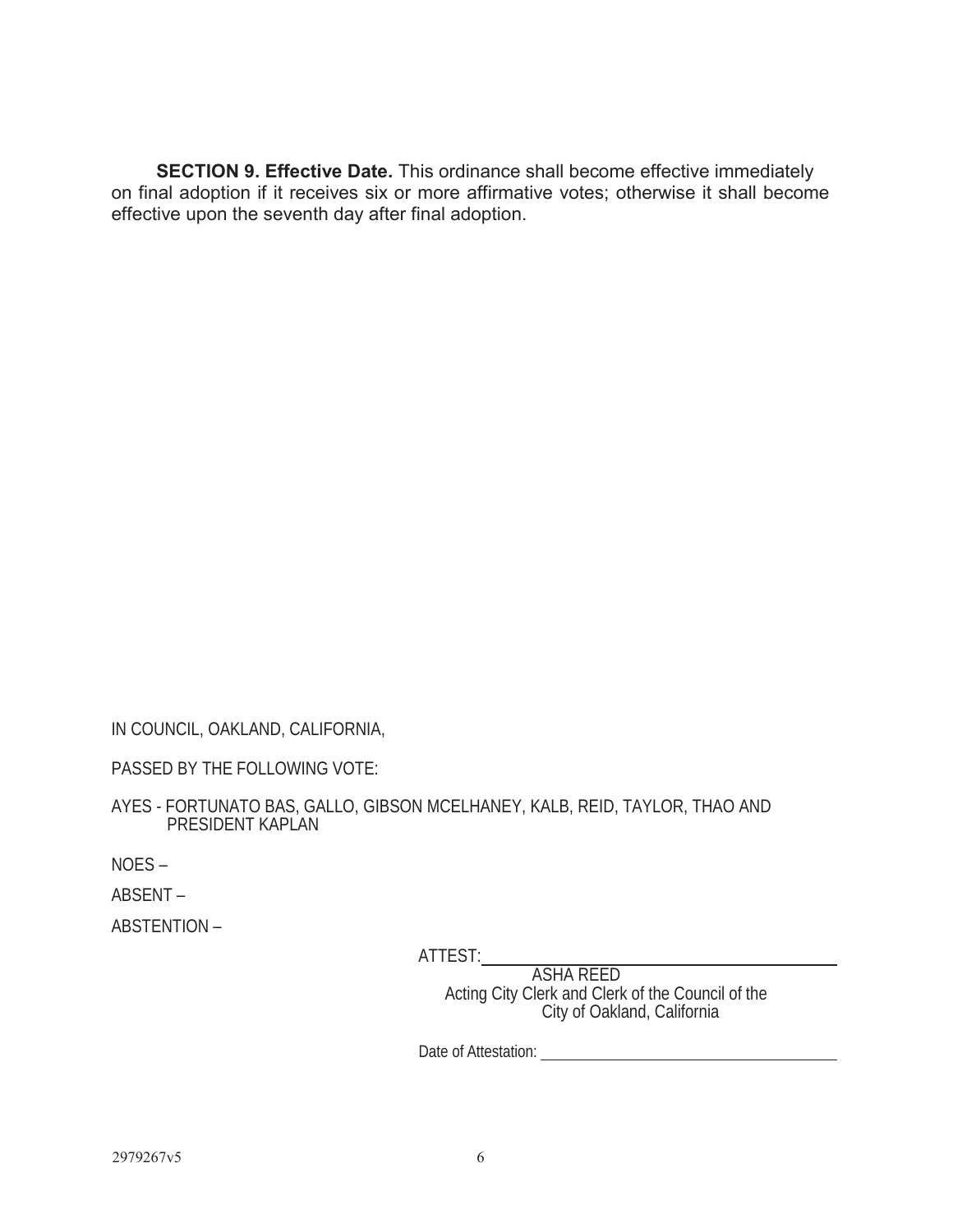**SECTION 9. Effective Date.** This ordinance shall become effective immediately on final adoption if it receives six or more affirmative votes; otherwise it shall become effective upon the seventh day after final adoption.

IN COUNCIL, OAKLAND, CALIFORNIA,

PASSED BY THE FOLLOWING VOTE:

AYES - FORTUNATO BAS, GALLO, GIBSON MCELHANEY, KALB, REID, TAYLOR, THAO AND PRESIDENT KAPLAN

NOES –

ABSENT –

ABSTENTION –

ATTEST: \_\_\_\_\_\_\_\_\_\_\_\_\_\_\_\_\_\_\_\_\_\_\_\_\_\_\_\_\_\_\_\_\_\_\_\_

ASHA REED
Acting City Clerk and Clerk of the Council of the City of Oakland, California

Date of Attestation: \_\_\_\_\_\_\_\_\_\_\_\_\_\_\_\_\_\_\_\_\_\_\_\_\_\_\_\_

2979267v5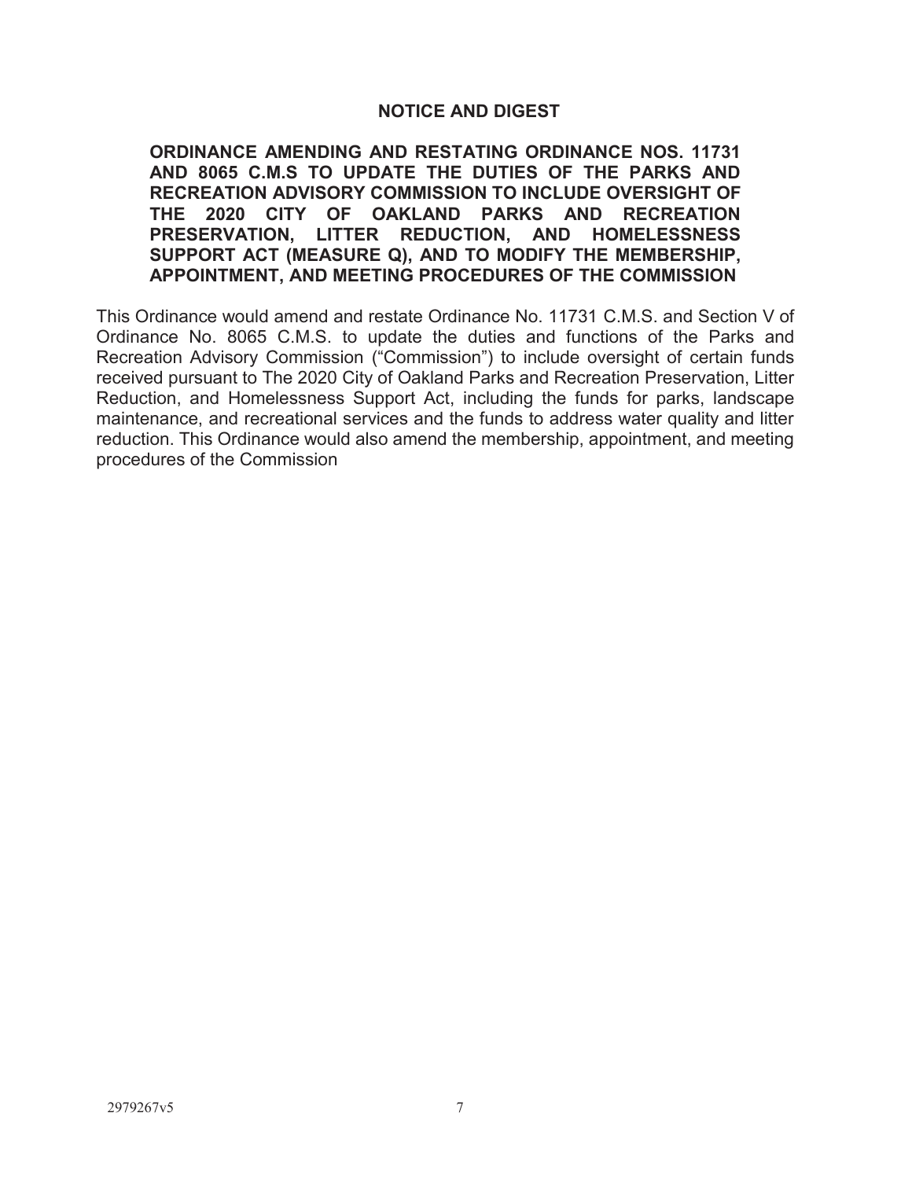## NOTICE AND DIGEST

**ORDINANCE AMENDING AND RESTATING ORDINANCE NOS. 11731 AND 8065 C.M.S TO UPDATE THE DUTIES OF THE PARKS AND RECREATION ADVISORY COMMISSION TO INCLUDE OVERSIGHT OF THE 2020 CITY OF OAKLAND PARKS AND RECREATION PRESERVATION, LITTER REDUCTION, AND HOMELESSNESS SUPPORT ACT (MEASURE Q), AND TO MODIFY THE MEMBERSHIP, APPOINTMENT, AND MEETING PROCEDURES OF THE COMMISSION**

This Ordinance would amend and restate Ordinance No. 11731 C.M.S. and Section V of Ordinance No. 8065 C.M.S. to update the duties and functions of the Parks and Recreation Advisory Commission ("Commission") to include oversight of certain funds received pursuant to The 2020 City of Oakland Parks and Recreation Preservation, Litter Reduction, and Homelessness Support Act, including the funds for parks, landscape maintenance, and recreational services and the funds to address water quality and litter reduction. This Ordinance would also amend the membership, appointment, and meeting procedures of the Commission

2979267v5